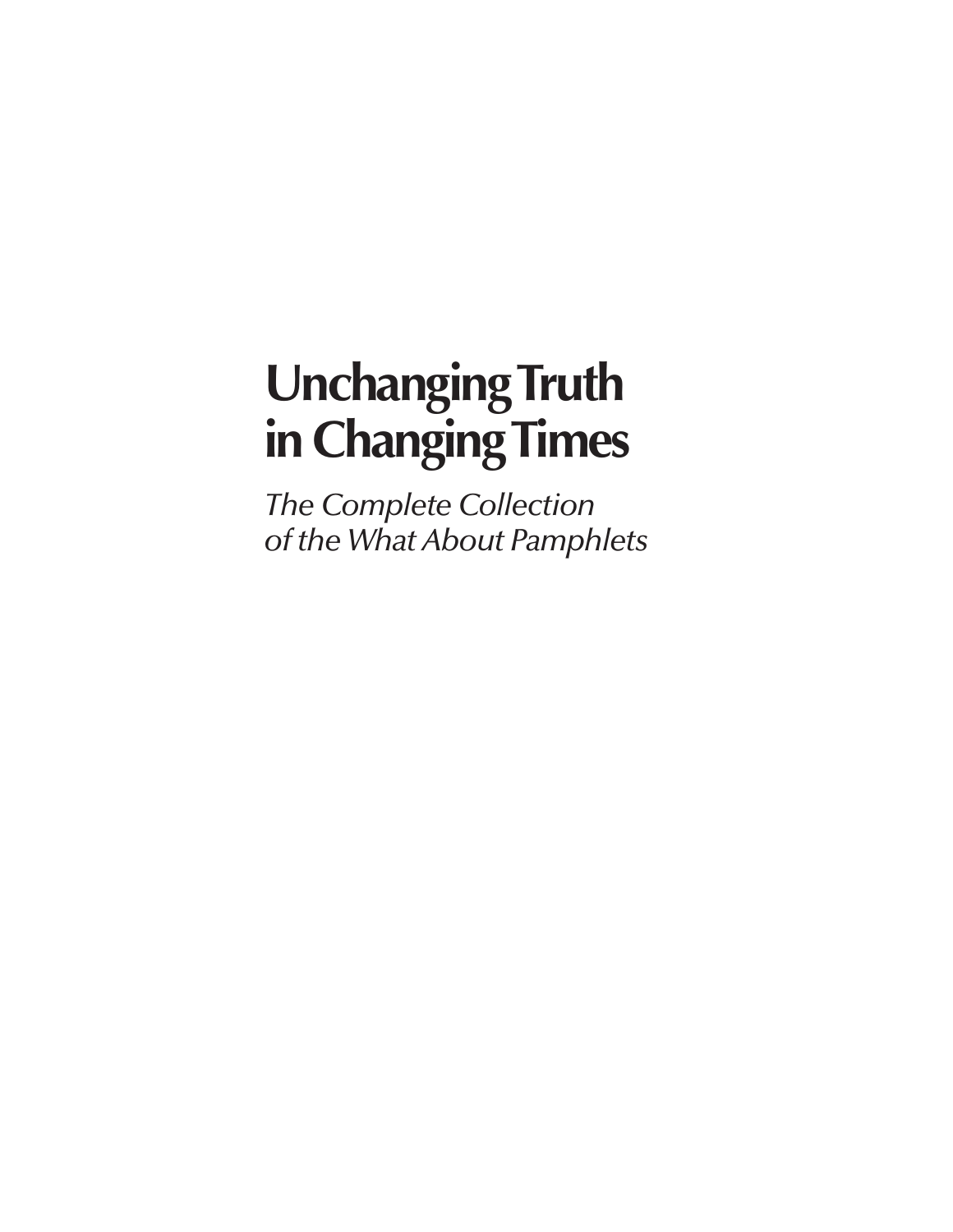# Unchanging Truth in Changing Times

*The Complete Collection of the What About Pamphlets*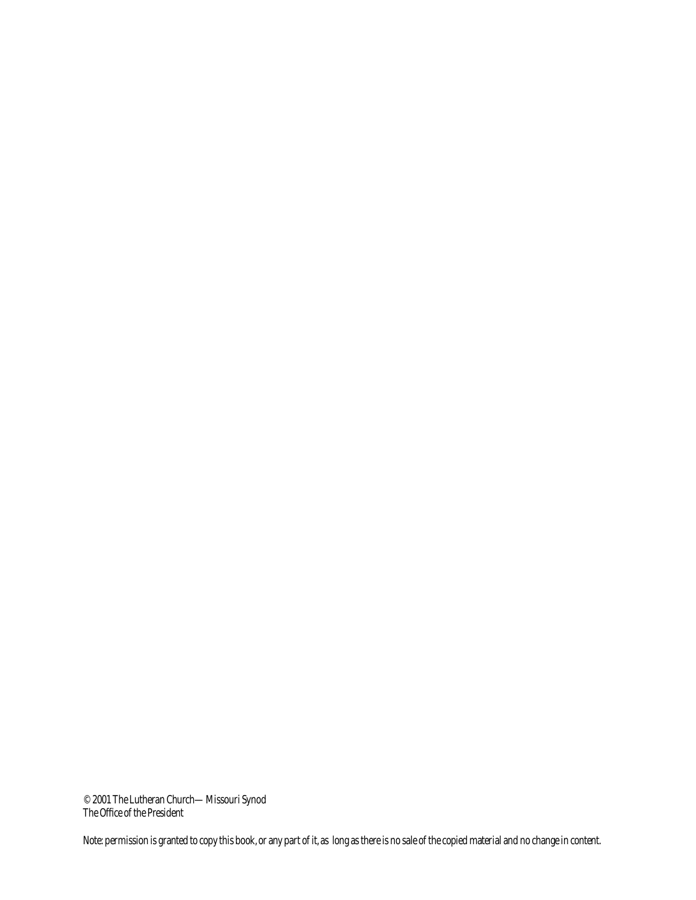© 2001 The Lutheran Church—Missouri Synod
The Office of the President

Note: permission is granted to copy this book, or any part of it, as long as there is no sale of the copied material and no change in content.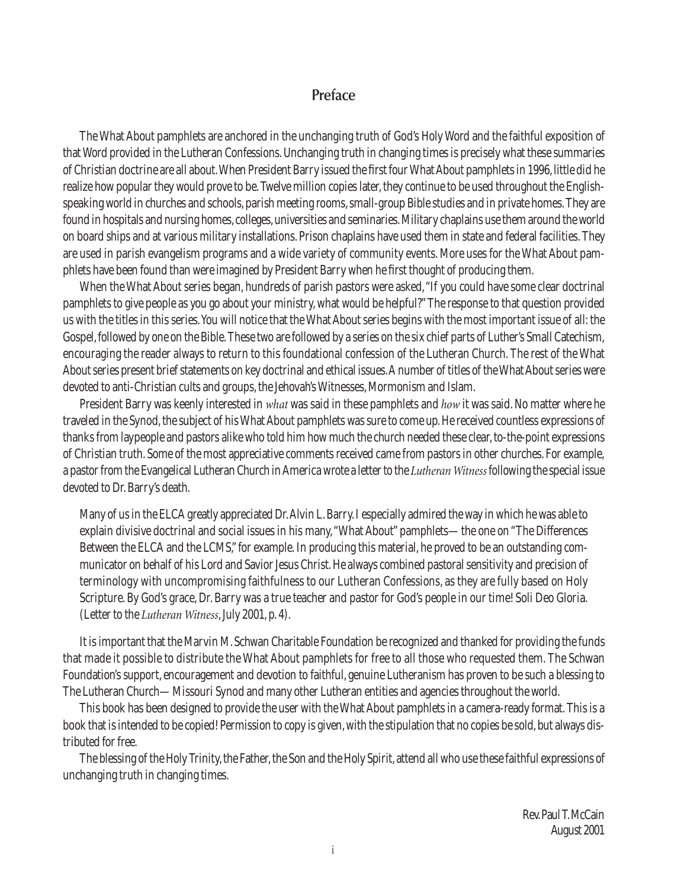## Preface

The What About pamphlets are anchored in the unchanging truth of God's Holy Word and the faithful exposition of that Word provided in the Lutheran Confessions. Unchanging truth in changing times is precisely what these summaries of Christian doctrine are all about. When President Barry issued the first four What About pamphlets in 1996, little did he realize how popular they would prove to be. Twelve million copies later, they continue to be used throughout the English-speaking world in churches and schools, parish meeting rooms, small-group Bible studies and in private homes. They are found in hospitals and nursing homes, colleges, universities and seminaries. Military chaplains use them around the world on board ships and at various military installations. Prison chaplains have used them in state and federal facilities. They are used in parish evangelism programs and a wide variety of community events. More uses for the What About pamphlets have been found than were imagined by President Barry when he first thought of producing them.

When the What About series began, hundreds of parish pastors were asked, "If you could have some clear doctrinal pamphlets to give people as you go about your ministry, what would be helpful?" The response to that question provided us with the titles in this series. You will notice that the What About series begins with the most important issue of all: the Gospel, followed by one on the Bible. These two are followed by a series on the six chief parts of Luther's Small Catechism, encouraging the reader always to return to this foundational confession of the Lutheran Church. The rest of the What About series present brief statements on key doctrinal and ethical issues. A number of titles of the What About series were devoted to anti-Christian cults and groups, the Jehovah's Witnesses, Mormonism and Islam.

President Barry was keenly interested in *what* was said in these pamphlets and *how* it was said. No matter where he traveled in the Synod, the subject of his What About pamphlets was sure to come up. He received countless expressions of thanks from laypeople and pastors alike who told him how much the church needed these clear, to-the-point expressions of Christian truth. Some of the most appreciative comments received came from pastors in other churches. For example, a pastor from the Evangelical Lutheran Church in America wrote a letter to the *Lutheran Witness* following the special issue devoted to Dr. Barry's death.

> Many of us in the ELCA greatly appreciated Dr. Alvin L. Barry. I especially admired the way in which he was able to explain divisive doctrinal and social issues in his many, "What About" pamphlets— the one on "The Differences Between the ELCA and the LCMS," for example. In producing this material, he proved to be an outstanding communicator on behalf of his Lord and Savior Jesus Christ. He always combined pastoral sensitivity and precision of terminology with uncompromising faithfulness to our Lutheran Confessions, as they are fully based on Holy Scripture. By God's grace, Dr. Barry was a true teacher and pastor for God's people in our time! Soli Deo Gloria. (Letter to the *Lutheran Witness*, July 2001, p. 4).

It is important that the Marvin M. Schwan Charitable Foundation be recognized and thanked for providing the funds that made it possible to distribute the What About pamphlets for free to all those who requested them. The Schwan Foundation's support, encouragement and devotion to faithful, genuine Lutheranism has proven to be such a blessing to The Lutheran Church— Missouri Synod and many other Lutheran entities and agencies throughout the world.

This book has been designed to provide the user with the What About pamphlets in a camera-ready format. This is a book that is intended to be copied! Permission to copy is given, with the stipulation that no copies be sold, but always distributed for free.

The blessing of the Holy Trinity, the Father, the Son and the Holy Spirit, attend all who use these faithful expressions of unchanging truth in changing times.

Rev. Paul T. McCain
August 2001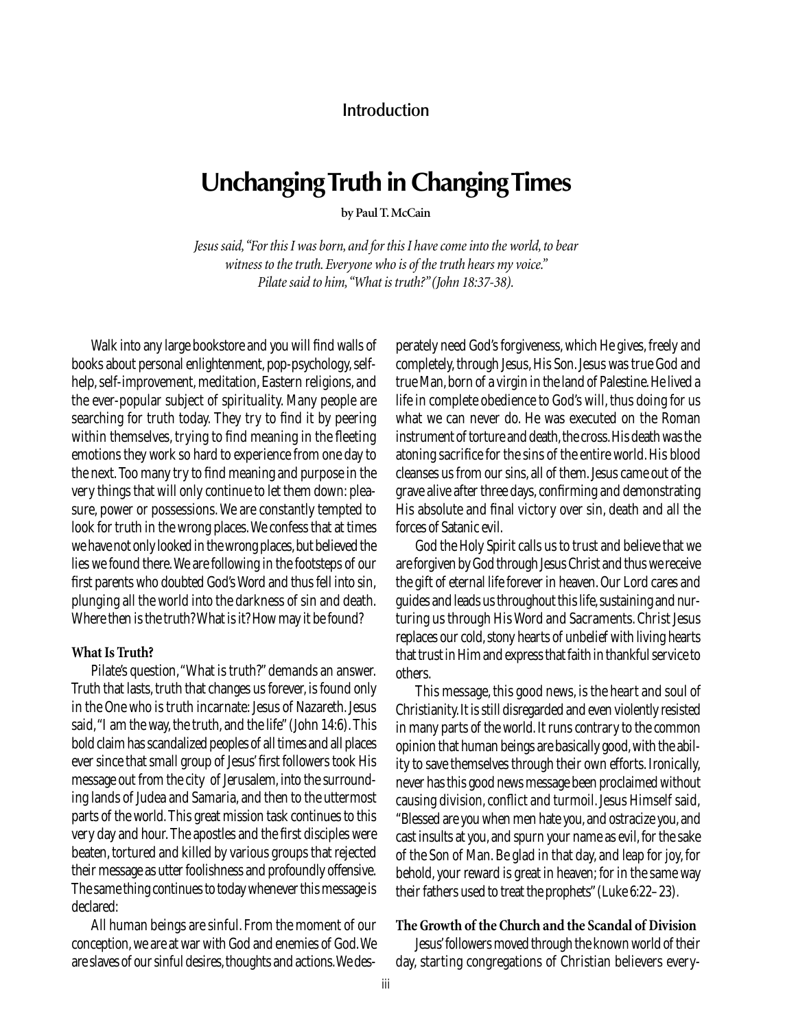## Introduction

# Unchanging Truth in Changing Times

by Paul T. McCain

*Jesus said, "For this I was born, and for this I have come into the world, to bear witness to the truth. Everyone who is of the truth hears my voice." Pilate said to him, "What is truth?" (John 18:37-38).*

Walk into any large bookstore and you will find walls of books about personal enlightenment, pop-psychology, self-help, self-improvement, meditation, Eastern religions, and the ever-popular subject of spirituality. Many people are searching for truth today. They try to find it by peering within themselves, trying to find meaning in the fleeting emotions they work so hard to experience from one day to the next. Too many try to find meaning and purpose in the very things that will only continue to let them down: pleasure, power or possessions. We are constantly tempted to look for truth in the wrong places. We confess that at times we have not only looked in the wrong places, but believed the lies we found there. We are following in the footsteps of our first parents who doubted God's Word and thus fell into sin, plunging all the world into the darkness of sin and death. Where then is the truth? What is it? How may it be found?

### What Is Truth?

Pilate's question, "What is truth?" demands an answer. Truth that lasts, truth that changes us forever, is found only in the One who is truth incarnate: Jesus of Nazareth. Jesus said, "I am the way, the truth, and the life" (John 14:6). This bold claim has scandalized peoples of all times and all places ever since that small group of Jesus' first followers took His message out from the city of Jerusalem, into the surrounding lands of Judea and Samaria, and then to the uttermost parts of the world. This great mission task continues to this very day and hour. The apostles and the first disciples were beaten, tortured and killed by various groups that rejected their message as utter foolishness and profoundly offensive. The same thing continues to today whenever this message is declared:

All human beings are sinful. From the moment of our conception, we are at war with God and enemies of God. We are slaves of our sinful desires, thoughts and actions. We desperately need God's forgiveness, which He gives, freely and completely, through Jesus, His Son. Jesus was true God and true Man, born of a virgin in the land of Palestine. He lived a life in complete obedience to God's will, thus doing for us what we can never do. He was executed on the Roman instrument of torture and death, the cross. His death was the atoning sacrifice for the sins of the entire world. His blood cleanses us from our sins, all of them. Jesus came out of the grave alive after three days, confirming and demonstrating His absolute and final victory over sin, death and all the forces of Satanic evil.

God the Holy Spirit calls us to trust and believe that we are forgiven by God through Jesus Christ and thus we receive the gift of eternal life forever in heaven. Our Lord cares and guides and leads us throughout this life, sustaining and nurturing us through His Word and Sacraments. Christ Jesus replaces our cold, stony hearts of unbelief with living hearts that trust in Him and express that faith in thankful service to others.

This message, this good news, is the heart and soul of Christianity. It is still disregarded and even violently resisted in many parts of the world. It runs contrary to the common opinion that human beings are basically good, with the ability to save themselves through their own efforts. Ironically, never has this good news message been proclaimed without causing division, conflict and turmoil. Jesus Himself said, "Blessed are you when men hate you, and ostracize you, and cast insults at you, and spurn your name as evil, for the sake of the Son of Man. Be glad in that day, and leap for joy, for behold, your reward is great in heaven; for in the same way their fathers used to treat the prophets" (Luke 6:22–23).

### The Growth of the Church and the Scandal of Division

Jesus' followers moved through the known world of their day, starting congregations of Christian believers every-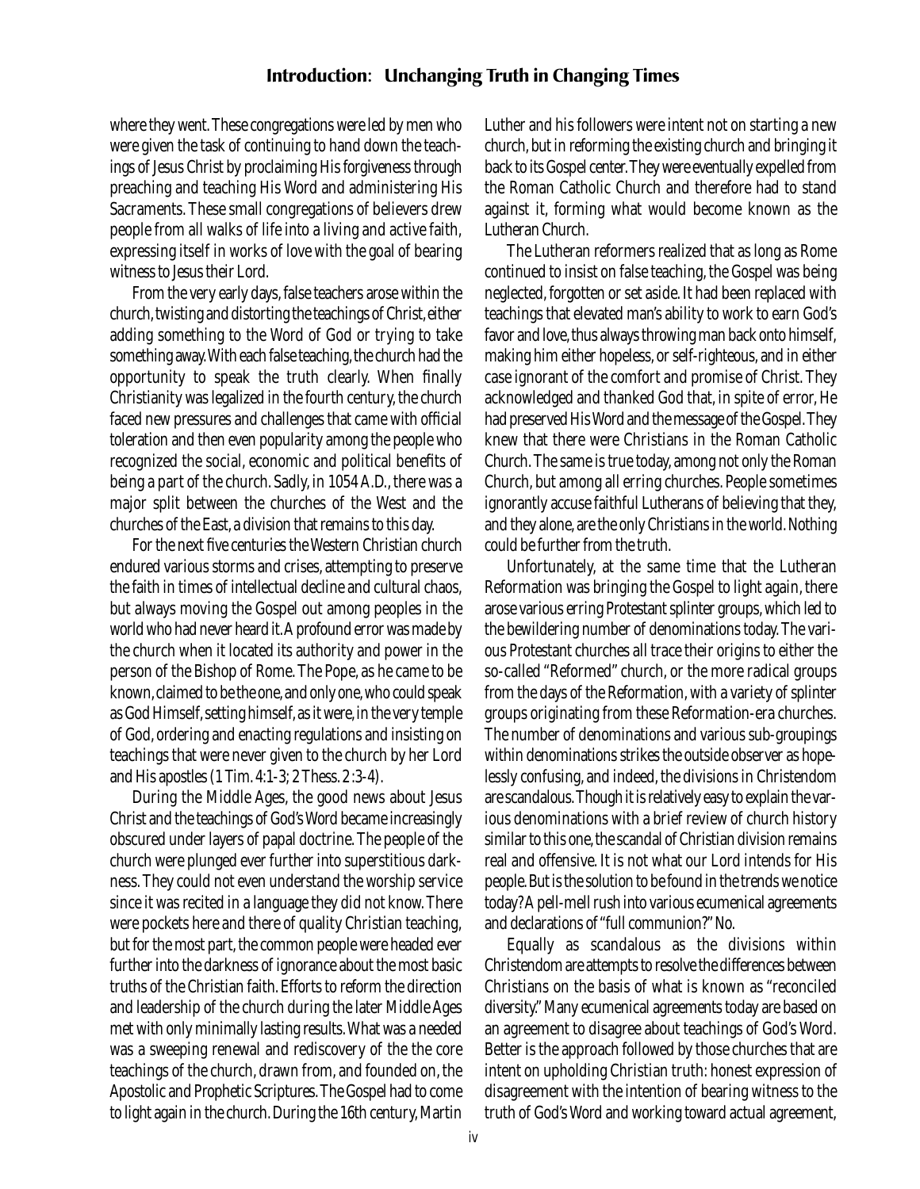where they went. These congregations were led by men who were given the task of continuing to hand down the teachings of Jesus Christ by proclaiming His forgiveness through preaching and teaching His Word and administering His Sacraments. These small congregations of believers drew people from all walks of life into a living and active faith, expressing itself in works of love with the goal of bearing witness to Jesus their Lord.

From the very early days, false teachers arose within the church, twisting and distorting the teachings of Christ, either adding something to the Word of God or trying to take something away. With each false teaching, the church had the opportunity to speak the truth clearly. When finally Christianity was legalized in the fourth century, the church faced new pressures and challenges that came with official toleration and then even popularity among the people who recognized the social, economic and political benefits of being a part of the church. Sadly, in 1054 A.D., there was a major split between the churches of the West and the churches of the East, a division that remains to this day.

For the next five centuries the Western Christian church endured various storms and crises, attempting to preserve the faith in times of intellectual decline and cultural chaos, but always moving the Gospel out among peoples in the world who had never heard it. A profound error was made by the church when it located its authority and power in the person of the Bishop of Rome. The Pope, as he came to be known, claimed to be the one, and only one, who could speak as God Himself, setting himself, as it were, in the very temple of God, ordering and enacting regulations and insisting on teachings that were never given to the church by her Lord and His apostles (1 Tim. 4:1-3; 2 Thess. 2:3-4).

During the Middle Ages, the good news about Jesus Christ and the teachings of God's Word became increasingly obscured under layers of papal doctrine. The people of the church were plunged ever further into superstitious darkness. They could not even understand the worship service since it was recited in a language they did not know. There were pockets here and there of quality Christian teaching, but for the most part, the common people were headed ever further into the darkness of ignorance about the most basic truths of the Christian faith. Efforts to reform the direction and leadership of the church during the later Middle Ages met with only minimally lasting results. What was a needed was a sweeping renewal and rediscovery of the the core teachings of the church, drawn from, and founded on, the Apostolic and Prophetic Scriptures. The Gospel had to come to light again in the church. During the 16th century, Martin Luther and his followers were intent not on starting a new church, but in reforming the existing church and bringing it back to its Gospel center. They were eventually expelled from the Roman Catholic Church and therefore had to stand against it, forming what would become known as the Lutheran Church.

The Lutheran reformers realized that as long as Rome continued to insist on false teaching, the Gospel was being neglected, forgotten or set aside. It had been replaced with teachings that elevated man's ability to work to earn God's favor and love, thus always throwing man back onto himself, making him either hopeless, or self-righteous, and in either case ignorant of the comfort and promise of Christ. They acknowledged and thanked God that, in spite of error, He had preserved His Word and the message of the Gospel. They knew that there were Christians in the Roman Catholic Church. The same is true today, among not only the Roman Church, but among all erring churches. People sometimes ignorantly accuse faithful Lutherans of believing that they, and they alone, are the only Christians in the world. Nothing could be further from the truth.

Unfortunately, at the same time that the Lutheran Reformation was bringing the Gospel to light again, there arose various erring Protestant splinter groups, which led to the bewildering number of denominations today. The various Protestant churches all trace their origins to either the so-called "Reformed" church, or the more radical groups from the days of the Reformation, with a variety of splinter groups originating from these Reformation-era churches. The number of denominations and various sub-groupings within denominations strikes the outside observer as hopelessly confusing, and indeed, the divisions in Christendom are scandalous. Though it is relatively easy to explain the various denominations with a brief review of church history similar to this one, the scandal of Christian division remains real and offensive. It is not what our Lord intends for His people. But is the solution to be found in the trends we notice today? A pell-mell rush into various ecumenical agreements and declarations of "full communion?" No.

Equally as scandalous as the divisions within Christendom are attempts to resolve the differences between Christians on the basis of what is known as "reconciled diversity." Many ecumenical agreements today are based on an agreement to disagree about teachings of God's Word. Better is the approach followed by those churches that are intent on upholding Christian truth: honest expression of disagreement with the intention of bearing witness to the truth of God's Word and working toward actual agreement,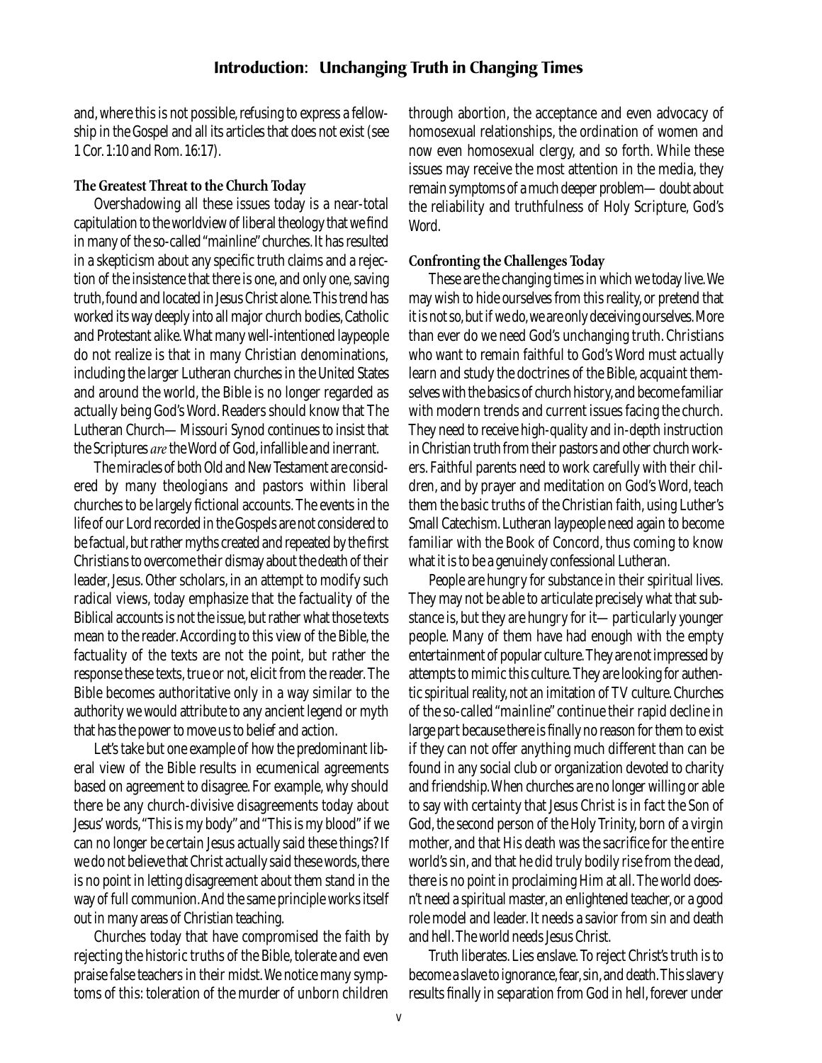and, where this is not possible, refusing to express a fellowship in the Gospel and all its articles that does not exist (see 1 Cor. 1:10 and Rom. 16:17).

**The Greatest Threat to the Church Today**

Overshadowing all these issues today is a near-total capitulation to the worldview of liberal theology that we find in many of the so-called "mainline" churches. It has resulted in a skepticism about any specific truth claims and a rejection of the insistence that there is one, and only one, saving truth, found and located in Jesus Christ alone. This trend has worked its way deeply into all major church bodies, Catholic and Protestant alike. What many well-intentioned laypeople do not realize is that in many Christian denominations, including the larger Lutheran churches in the United States and around the world, the Bible is no longer regarded as actually being God's Word. Readers should know that The Lutheran Church—Missouri Synod continues to insist that the Scriptures *are* the Word of God, infallible and inerrant.

The miracles of both Old and New Testament are considered by many theologians and pastors within liberal churches to be largely fictional accounts. The events in the life of our Lord recorded in the Gospels are not considered to be factual, but rather myths created and repeated by the first Christians to overcome their dismay about the death of their leader, Jesus. Other scholars, in an attempt to modify such radical views, today emphasize that the factuality of the Biblical accounts is not the issue, but rather what those texts mean to the reader. According to this view of the Bible, the factuality of the texts are not the point, but rather the response these texts, true or not, elicit from the reader. The Bible becomes authoritative only in a way similar to the authority we would attribute to any ancient legend or myth that has the power to move us to belief and action.

Let's take but one example of how the predominant liberal view of the Bible results in ecumenical agreements based on agreement to disagree. For example, why should there be any church-divisive disagreements today about Jesus' words, "This is my body" and "This is my blood" if we can no longer be certain Jesus actually said these things? If we do not believe that Christ actually said these words, there is no point in letting disagreement about them stand in the way of full communion. And the same principle works itself out in many areas of Christian teaching.

Churches today that have compromised the faith by rejecting the historic truths of the Bible, tolerate and even praise false teachers in their midst. We notice many symptoms of this: toleration of the murder of unborn children through abortion, the acceptance and even advocacy of homosexual relationships, the ordination of women and now even homosexual clergy, and so forth. While these issues may receive the most attention in the media, they remain symptoms of a much deeper problem—doubt about the reliability and truthfulness of Holy Scripture, God's Word.

**Confronting the Challenges Today**

These are the changing times in which we today live. We may wish to hide ourselves from this reality, or pretend that it is not so, but if we do, we are only deceiving ourselves. More than ever do we need God's unchanging truth. Christians who want to remain faithful to God's Word must actually learn and study the doctrines of the Bible, acquaint themselves with the basics of church history, and become familiar with modern trends and current issues facing the church. They need to receive high-quality and in-depth instruction in Christian truth from their pastors and other church workers. Faithful parents need to work carefully with their children, and by prayer and meditation on God's Word, teach them the basic truths of the Christian faith, using Luther's Small Catechism. Lutheran laypeople need again to become familiar with the Book of Concord, thus coming to know what it is to be a genuinely confessional Lutheran.

People are hungry for substance in their spiritual lives. They may not be able to articulate precisely what that substance is, but they are hungry for it—particularly younger people. Many of them have had enough with the empty entertainment of popular culture. They are not impressed by attempts to mimic this culture. They are looking for authentic spiritual reality, not an imitation of TV culture. Churches of the so-called "mainline" continue their rapid decline in large part because there is finally no reason for them to exist if they can not offer anything much different than can be found in any social club or organization devoted to charity and friendship. When churches are no longer willing or able to say with certainty that Jesus Christ is in fact the Son of God, the second person of the Holy Trinity, born of a virgin mother, and that His death was the sacrifice for the entire world's sin, and that he did truly bodily rise from the dead, there is no point in proclaiming Him at all. The world doesn't need a spiritual master, an enlightened teacher, or a good role model and leader. It needs a savior from sin and death and hell. The world needs Jesus Christ.

Truth liberates. Lies enslave. To reject Christ's truth is to become a slave to ignorance, fear, sin, and death. This slavery results finally in separation from God in hell, forever under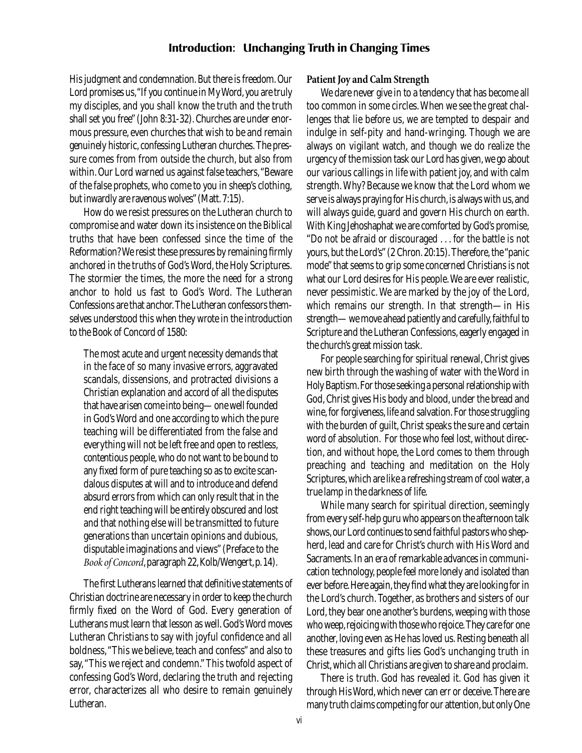His judgment and condemnation. But there is freedom. Our Lord promises us, "If you continue in My Word, you are truly my disciples, and you shall know the truth and the truth shall set you free" (John 8:31-32). Churches are under enormous pressure, even churches that wish to be and remain genuinely historic, confessing Lutheran churches. The pressure comes from from outside the church, but also from within. Our Lord warned us against false teachers, "Beware of the false prophets, who come to you in sheep's clothing, but inwardly are ravenous wolves" (Matt. 7:15).

How do we resist pressures on the Lutheran church to compromise and water down its insistence on the Biblical truths that have been confessed since the time of the Reformation? We resist these pressures by remaining firmly anchored in the truths of God's Word, the Holy Scriptures. The stormier the times, the more the need for a strong anchor to hold us fast to God's Word. The Lutheran Confessions are that anchor. The Lutheran confessors themselves understood this when they wrote in the introduction to the Book of Concord of 1580:

> The most acute and urgent necessity demands that in the face of so many invasive errors, aggravated scandals, dissensions, and protracted divisions a Christian explanation and accord of all the disputes that have arisen come into being—one well founded in God's Word and one according to which the pure teaching will be differentiated from the false and everything will not be left free and open to restless, contentious people, who do not want to be bound to any fixed form of pure teaching so as to excite scandalous disputes at will and to introduce and defend absurd errors from which can only result that in the end right teaching will be entirely obscured and lost and that nothing else will be transmitted to future generations than uncertain opinions and dubious, disputable imaginations and views" (Preface to the *Book of Concord*, paragraph 22, Kolb/Wengert, p. 14).

The first Lutherans learned that definitive statements of Christian doctrine are necessary in order to keep the church firmly fixed on the Word of God. Every generation of Lutherans must learn that lesson as well. God's Word moves Lutheran Christians to say with joyful confidence and all boldness, "This we believe, teach and confess" and also to say, "This we reject and condemn." This twofold aspect of confessing God's Word, declaring the truth and rejecting error, characterizes all who desire to remain genuinely Lutheran.

**Patient Joy and Calm Strength**

We dare never give in to a tendency that has become all too common in some circles. When we see the great challenges that lie before us, we are tempted to despair and indulge in self-pity and hand-wringing. Though we are always on vigilant watch, and though we do realize the urgency of the mission task our Lord has given, we go about our various callings in life with patient joy, and with calm strength. Why? Because we know that the Lord whom we serve is always praying for His church, is always with us, and will always guide, guard and govern His church on earth. With King Jehoshaphat we are comforted by God's promise, "Do not be afraid or discouraged . . . for the battle is not yours, but the Lord's" (2 Chron. 20:15). Therefore, the "panic mode" that seems to grip some concerned Christians is not what our Lord desires for His people. We are ever realistic, never pessimistic. We are marked by the joy of the Lord, which remains our strength. In that strength—in His strength—we move ahead patiently and carefully, faithful to Scripture and the Lutheran Confessions, eagerly engaged in the church's great mission task.

For people searching for spiritual renewal, Christ gives new birth through the washing of water with the Word in Holy Baptism. For those seeking a personal relationship with God, Christ gives His body and blood, under the bread and wine, for forgiveness, life and salvation. For those struggling with the burden of guilt, Christ speaks the sure and certain word of absolution. For those who feel lost, without direction, and without hope, the Lord comes to them through preaching and teaching and meditation on the Holy Scriptures, which are like a refreshing stream of cool water, a true lamp in the darkness of life.

While many search for spiritual direction, seemingly from every self-help guru who appears on the afternoon talk shows, our Lord continues to send faithful pastors who shepherd, lead and care for Christ's church with His Word and Sacraments. In an era of remarkable advances in communication technology, people feel more lonely and isolated than ever before. Here again, they find what they are looking for in the Lord's church. Together, as brothers and sisters of our Lord, they bear one another's burdens, weeping with those who weep, rejoicing with those who rejoice. They care for one another, loving even as He has loved us. Resting beneath all these treasures and gifts lies God's unchanging truth in Christ, which all Christians are given to share and proclaim.

There is truth. God has revealed it. God has given it through His Word, which never can err or deceive. There are many truth claims competing for our attention, but only One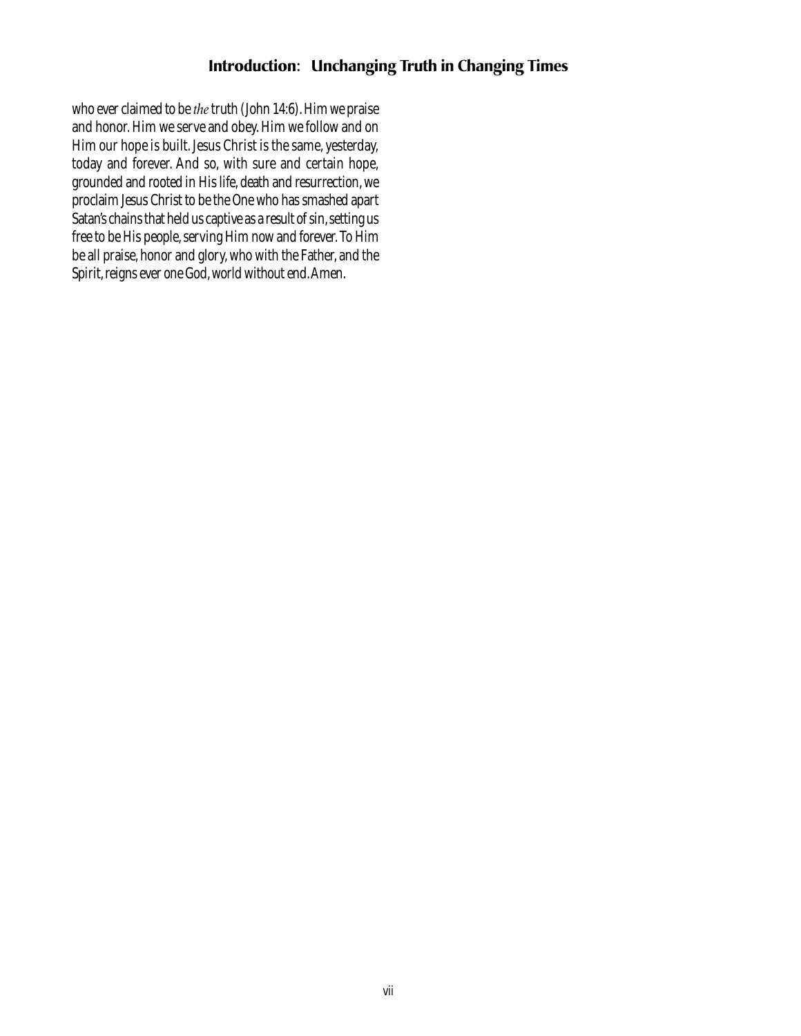who ever claimed to be *the* truth (John 14:6). Him we praise and honor. Him we serve and obey. Him we follow and on Him our hope is built. Jesus Christ is the same, yesterday, today and forever. And so, with sure and certain hope, grounded and rooted in His life, death and resurrection, we proclaim Jesus Christ to be the One who has smashed apart Satan's chains that held us captive as a result of sin, setting us free to be His people, serving Him now and forever. To Him be all praise, honor and glory, who with the Father, and the Spirit, reigns ever one God, world without end. Amen.